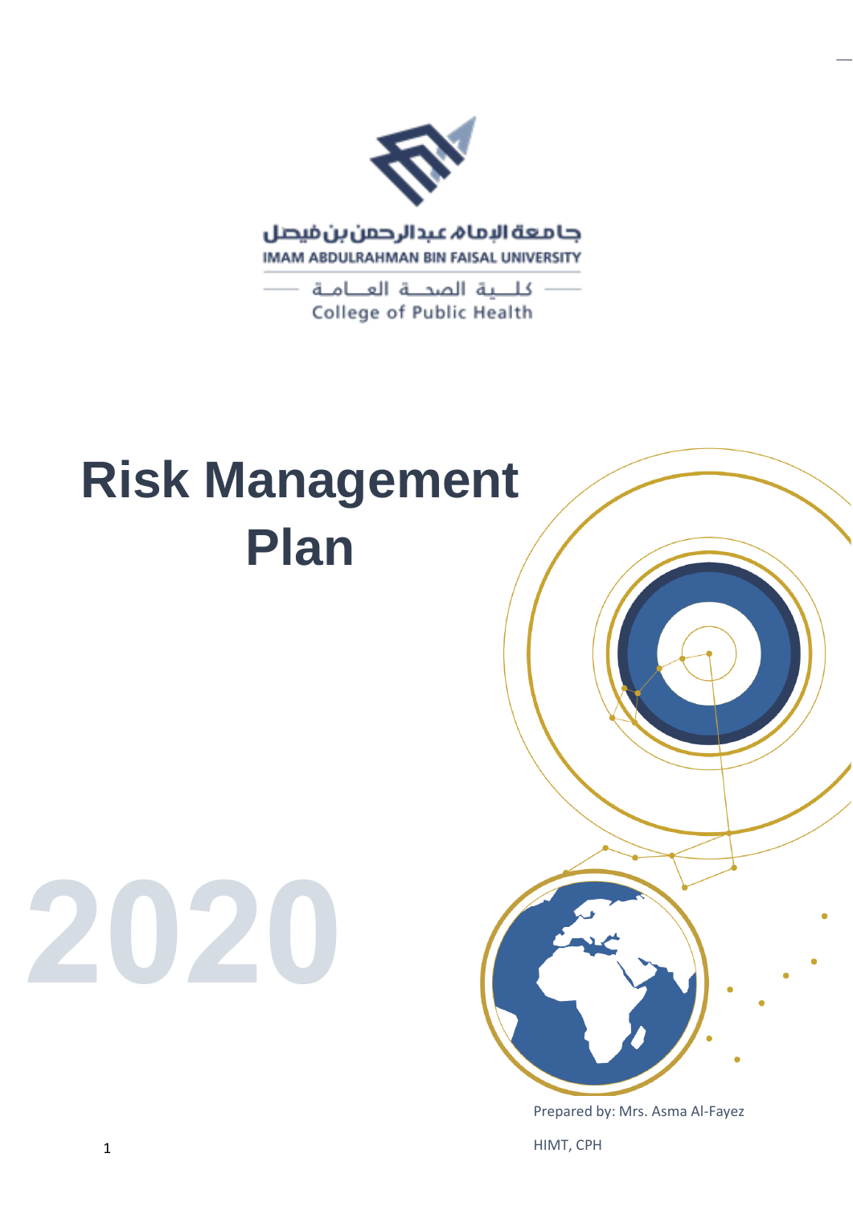جامعة الإمام عبدالرحمن بن فيصل

IMAM ABDULRAHMAN BIN FAISAL UNIVERSITY

كلية الصحة العامة

College of Public Health

# Risk Management Plan

# 2020

Prepared by: Mrs. Asma Al-Fayez

HIMT, CPH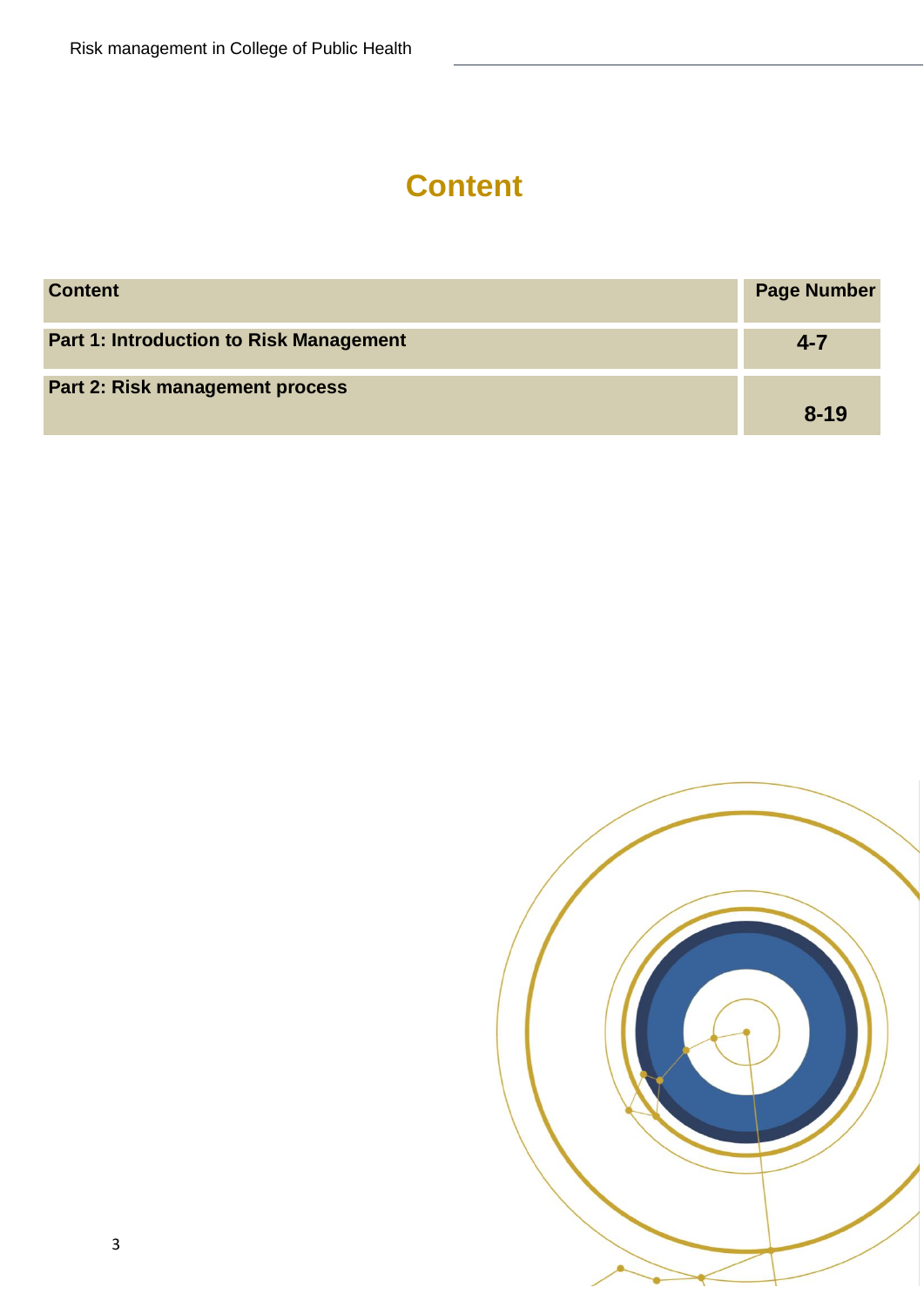# Content

| Content | Page Number |
| --- | --- |
| **Part 1: Introduction to Risk Management** | **4-7** |
| **Part 2: Risk management process** | **8-19** |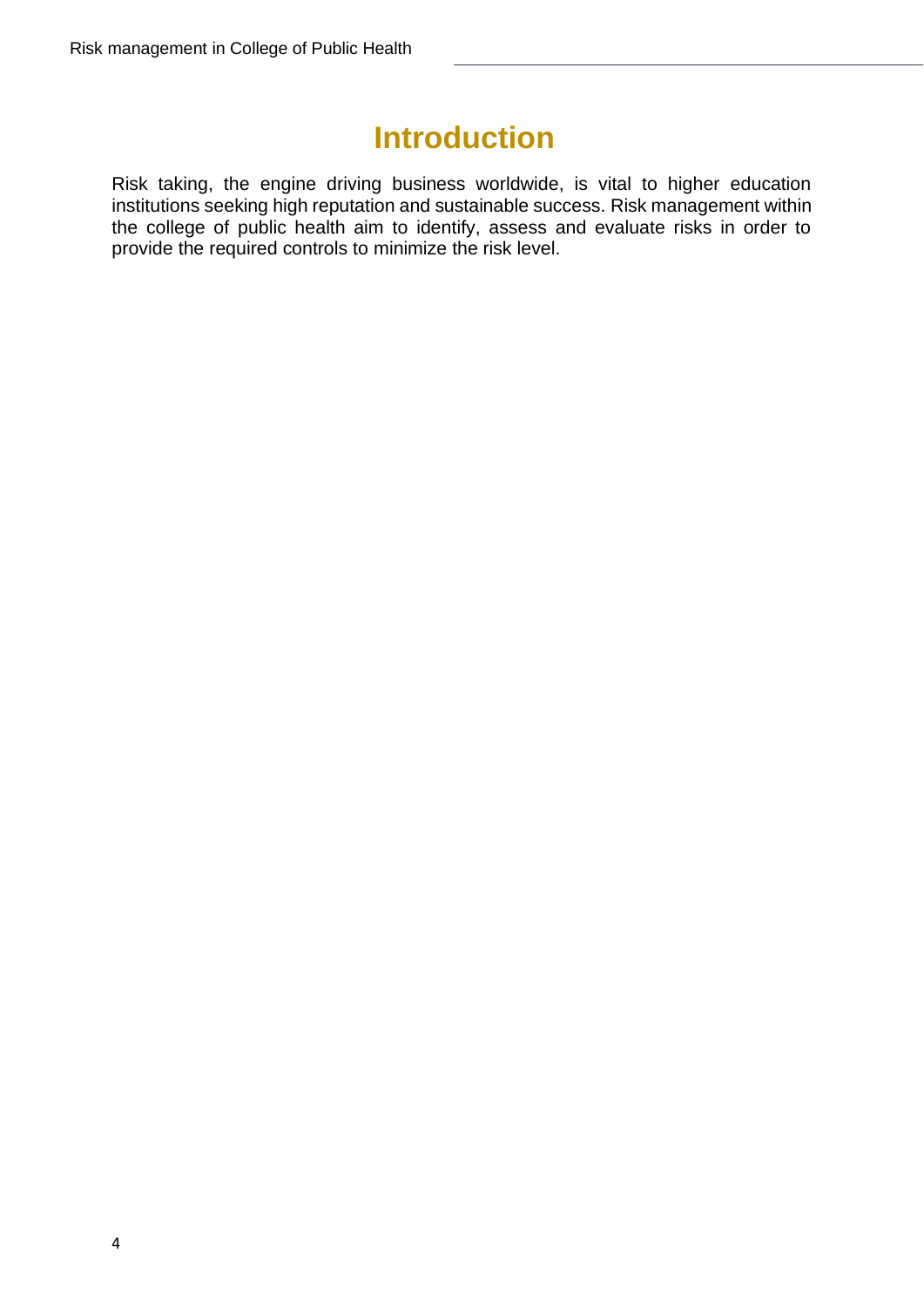# Introduction

Risk taking, the engine driving business worldwide, is vital to higher education institutions seeking high reputation and sustainable success. Risk management within the college of public health aim to identify, assess and evaluate risks in order to provide the required controls to minimize the risk level.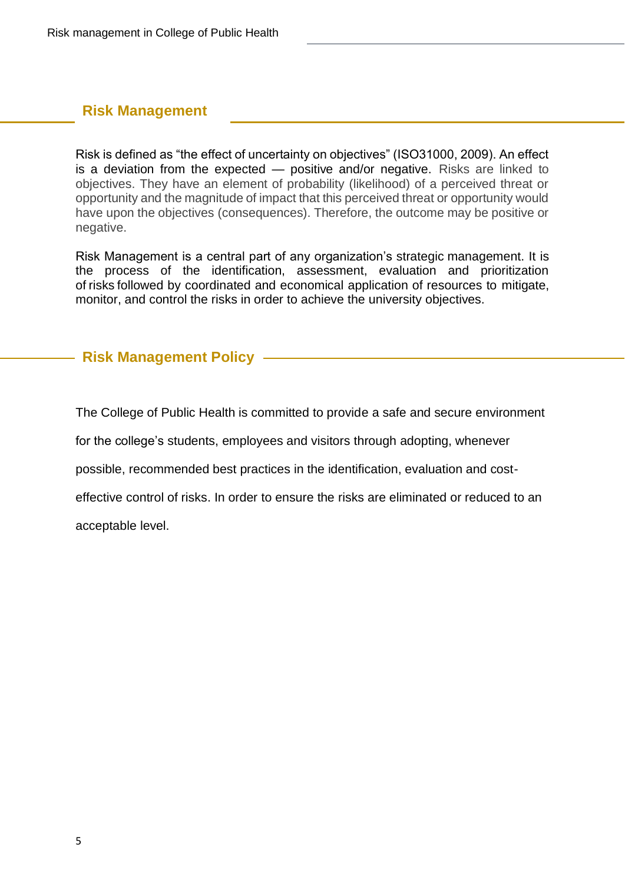## Risk Management

Risk is defined as "the effect of uncertainty on objectives" (ISO31000, 2009). An effect is a deviation from the expected — positive and/or negative. Risks are linked to objectives. They have an element of probability (likelihood) of a perceived threat or opportunity and the magnitude of impact that this perceived threat or opportunity would have upon the objectives (consequences). Therefore, the outcome may be positive or negative.

Risk Management is a central part of any organization's strategic management. It is the process of the identification, assessment, evaluation and prioritization of risks followed by coordinated and economical application of resources to mitigate, monitor, and control the risks in order to achieve the university objectives.

## Risk Management Policy

The College of Public Health is committed to provide a safe and secure environment for the college's students, employees and visitors through adopting, whenever possible, recommended best practices in the identification, evaluation and cost-effective control of risks. In order to ensure the risks are eliminated or reduced to an acceptable level.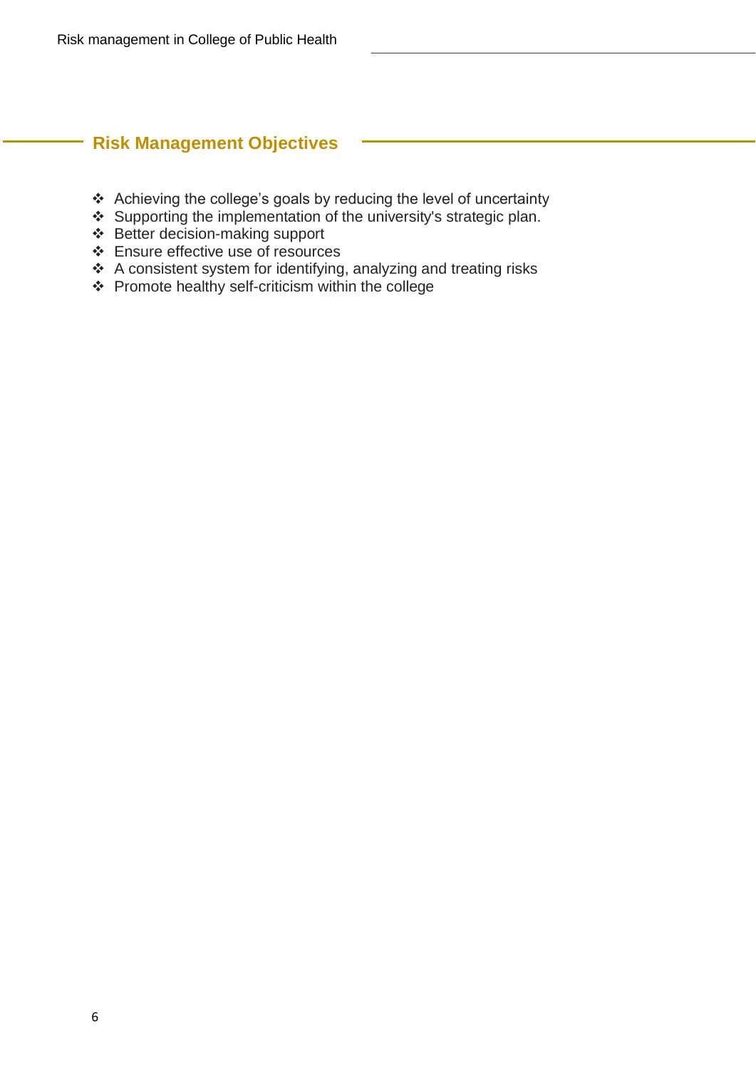## Risk Management Objectives

- Achieving the college's goals by reducing the level of uncertainty
- Supporting the implementation of the university's strategic plan.
- Better decision-making support
- Ensure effective use of resources
- A consistent system for identifying, analyzing and treating risks
- Promote healthy self-criticism within the college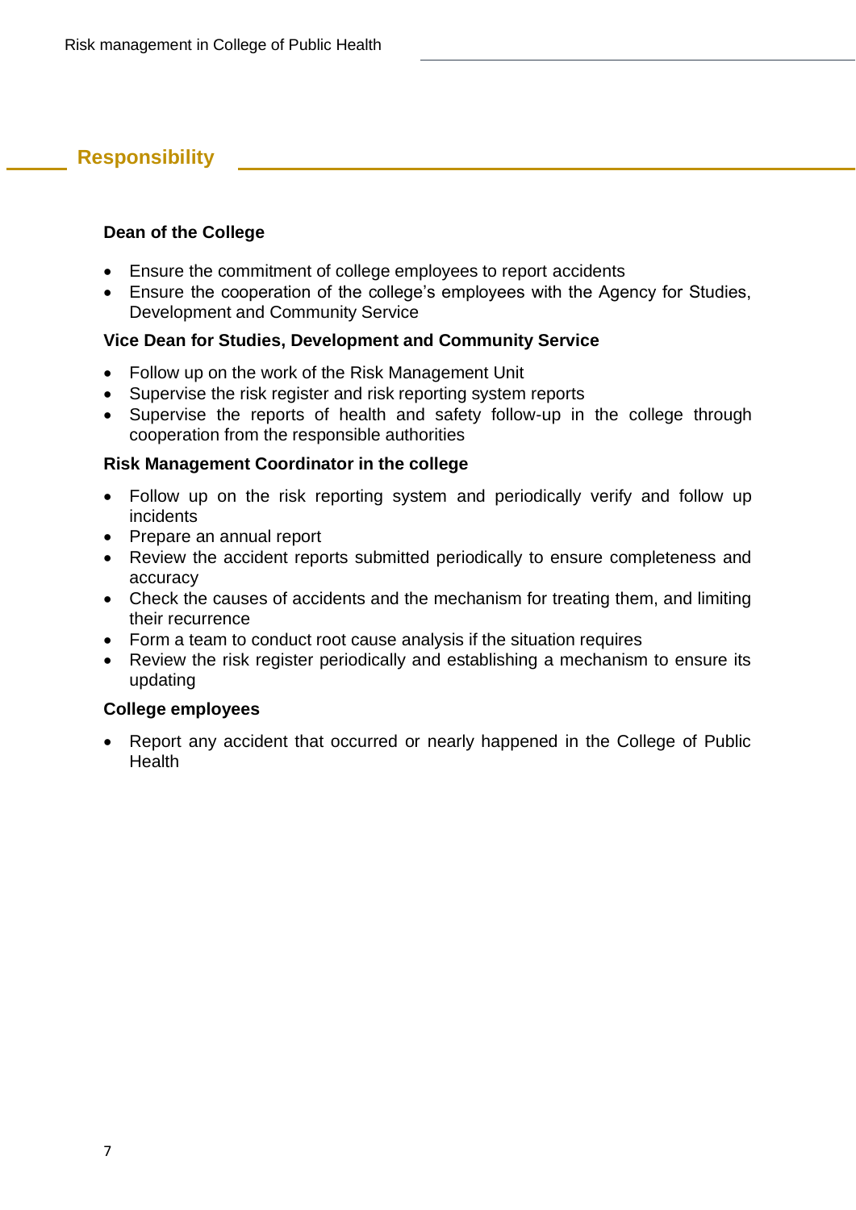## Responsibility

### Dean of the College

- Ensure the commitment of college employees to report accidents
- Ensure the cooperation of the college's employees with the Agency for Studies, Development and Community Service

### Vice Dean for Studies, Development and Community Service

- Follow up on the work of the Risk Management Unit
- Supervise the risk register and risk reporting system reports
- Supervise the reports of health and safety follow-up in the college through cooperation from the responsible authorities

### Risk Management Coordinator in the college

- Follow up on the risk reporting system and periodically verify and follow up incidents
- Prepare an annual report
- Review the accident reports submitted periodically to ensure completeness and accuracy
- Check the causes of accidents and the mechanism for treating them, and limiting their recurrence
- Form a team to conduct root cause analysis if the situation requires
- Review the risk register periodically and establishing a mechanism to ensure its updating

### College employees

- Report any accident that occurred or nearly happened in the College of Public Health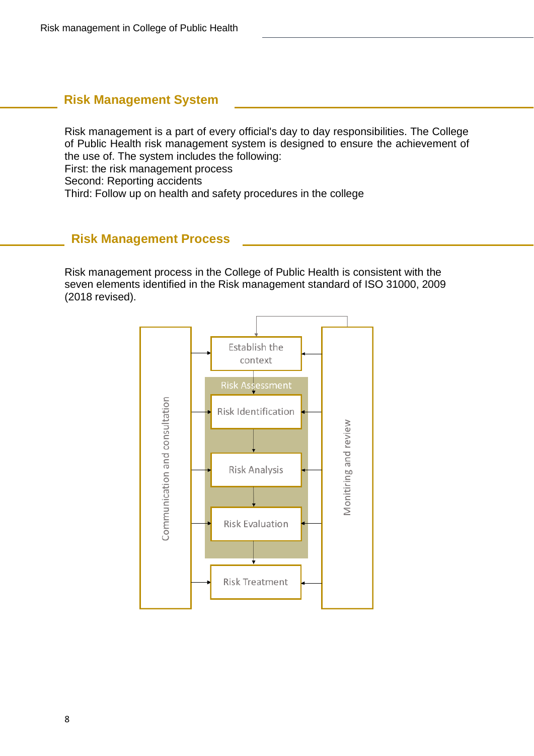## Risk Management System

Risk management is a part of every official's day to day responsibilities. The College of Public Health risk management system is designed to ensure the achievement of the use of. The system includes the following:
First: the risk management process
Second: Reporting accidents
Third: Follow up on health and safety procedures in the college

## Risk Management Process

Risk management process in the College of Public Health is consistent with the seven elements identified in the Risk management standard of ISO 31000, 2009 (2018 revised).

Communication and consultation

Establish the context

Risk Assessment

Risk Identification

Risk Analysis

Risk Evaluation

Risk Treatment

Monitiring and review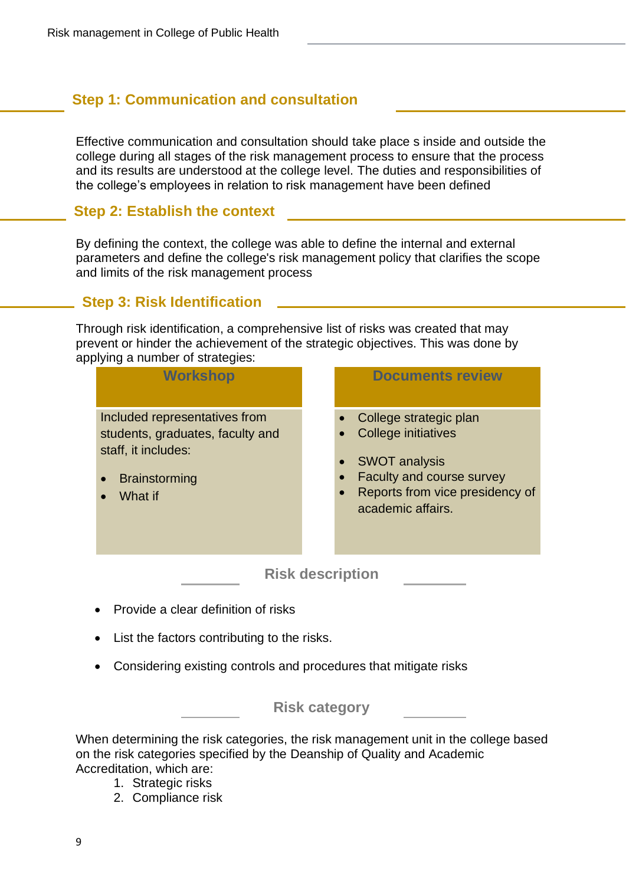## Step 1: Communication and consultation

Effective communication and consultation should take place s inside and outside the college during all stages of the risk management process to ensure that the process and its results are understood at the college level. The duties and responsibilities of the college's employees in relation to risk management have been defined

## Step 2: Establish the context

By defining the context, the college was able to define the internal and external parameters and define the college's risk management policy that clarifies the scope and limits of the risk management process

## Step 3: Risk Identification

Through risk identification, a comprehensive list of risks was created that may prevent or hinder the achievement of the strategic objectives. This was done by applying a number of strategies:

| Workshop | Documents review |
|---|---|
| Included representatives from students, graduates, faculty and staff, it includes:<br>• Brainstorming<br>• What if | • College strategic plan<br>• College initiatives<br>• SWOT analysis<br>• Faculty and course survey<br>• Reports from vice presidency of academic affairs. |

### Risk description

- Provide a clear definition of risks
- List the factors contributing to the risks.
- Considering existing controls and procedures that mitigate risks

### Risk category

When determining the risk categories, the risk management unit in the college based on the risk categories specified by the Deanship of Quality and Academic Accreditation, which are:

1. Strategic risks
2. Compliance risk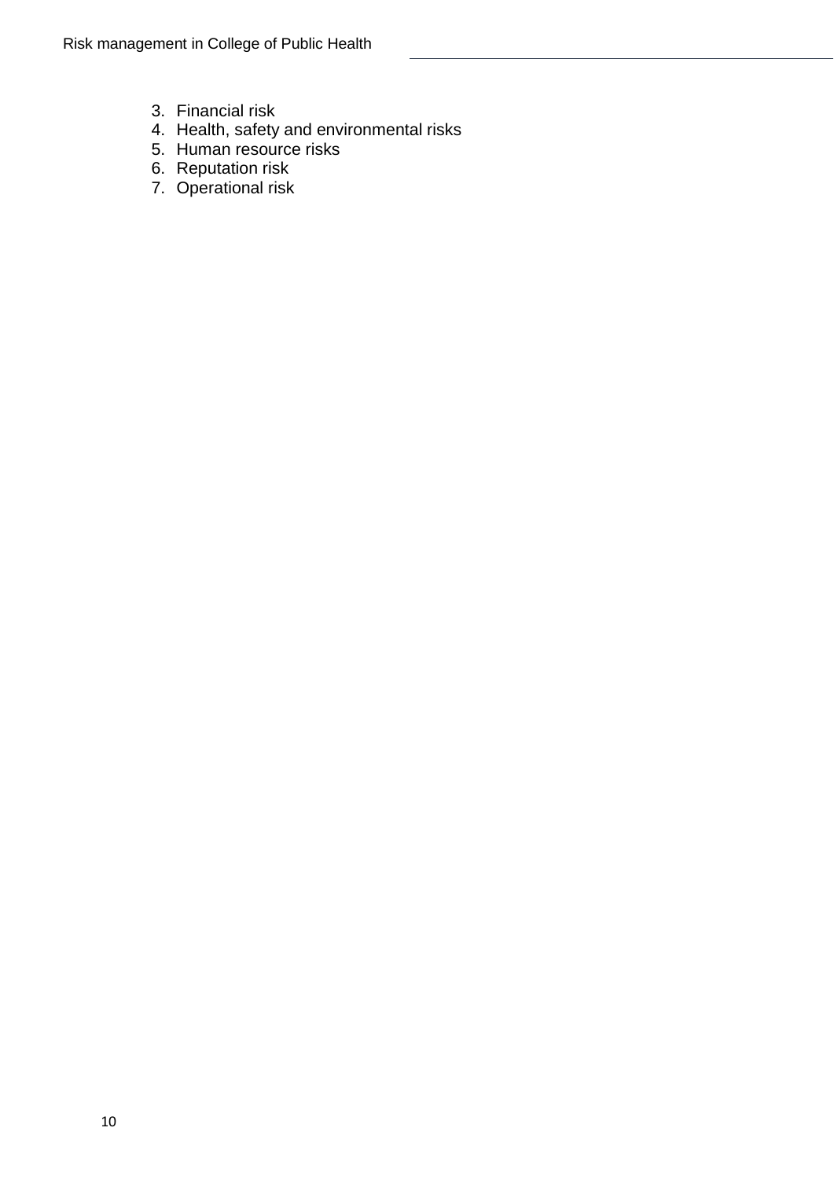3. Financial risk
4. Health, safety and environmental risks
5. Human resource risks
6. Reputation risk
7. Operational risk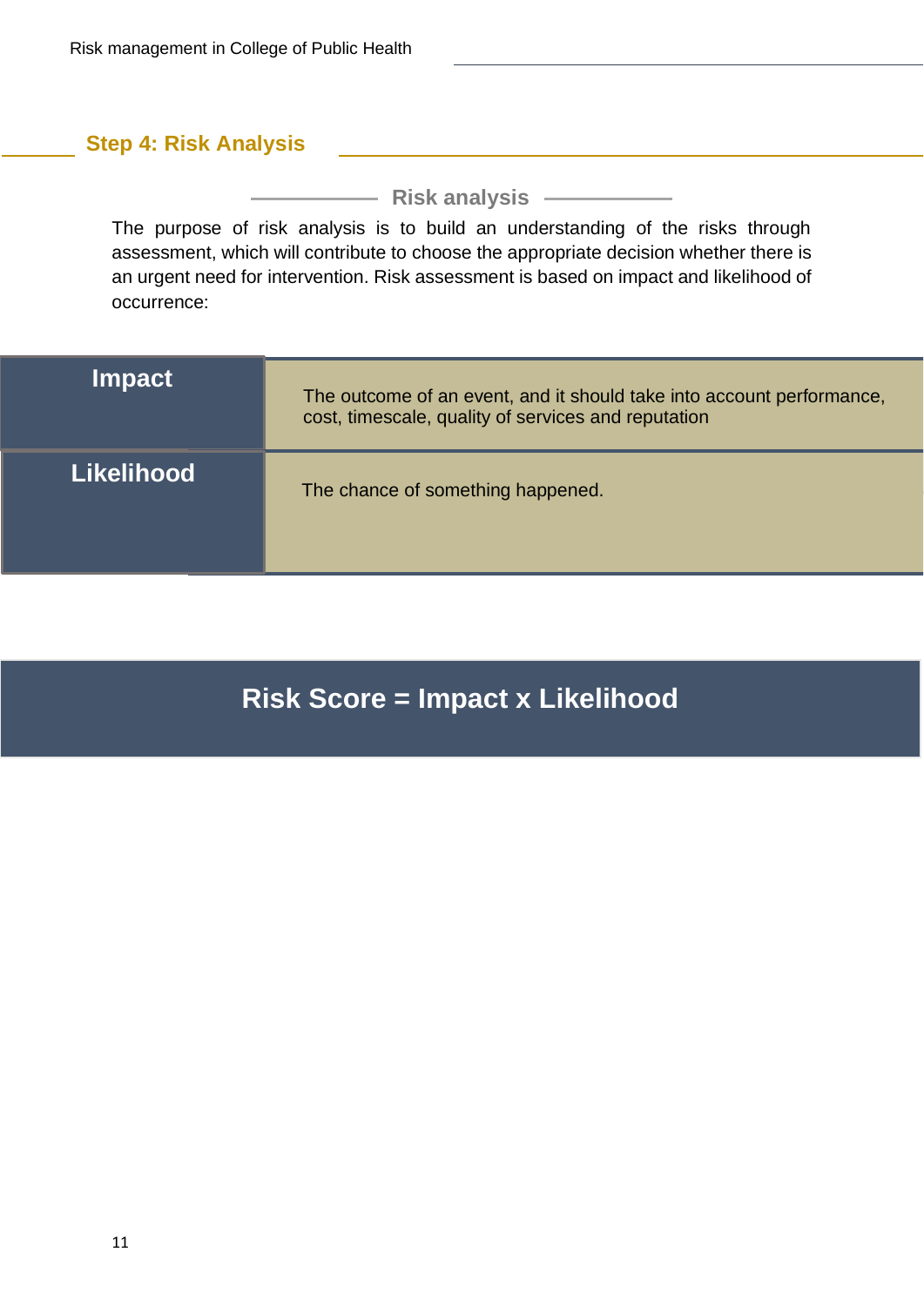## Step 4: Risk Analysis

### Risk analysis

The purpose of risk analysis is to build an understanding of the risks through assessment, which will contribute to choose the appropriate decision whether there is an urgent need for intervention. Risk assessment is based on impact and likelihood of occurrence:

| | |
|---|---|
| **Impact** | The outcome of an event, and it should take into account performance, cost, timescale, quality of services and reputation |
| **Likelihood** | The chance of something happened. |

**Risk Score = Impact x Likelihood**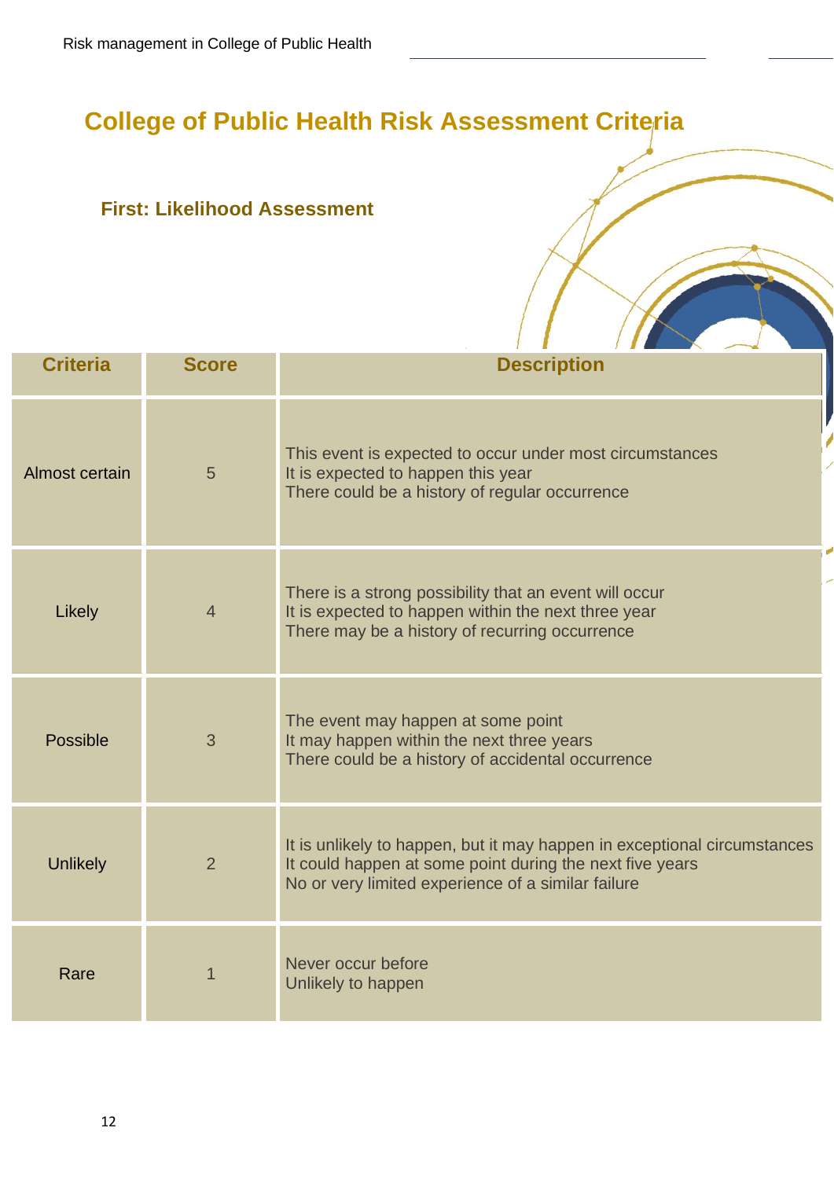# College of Public Health Risk Assessment Criteria

## First: Likelihood Assessment

| Criteria | Score | Description |
|---|---|---|
| Almost certain | 5 | This event is expected to occur under most circumstances<br>It is expected to happen this year<br>There could be a history of regular occurrence |
| Likely | 4 | There is a strong possibility that an event will occur<br>It is expected to happen within the next three year<br>There may be a history of recurring occurrence |
| Possible | 3 | The event may happen at some point<br>It may happen within the next three years<br>There could be a history of accidental occurrence |
| Unlikely | 2 | It is unlikely to happen, but it may happen in exceptional circumstances<br>It could happen at some point during the next five years<br>No or very limited experience of a similar failure |
| Rare | 1 | Never occur before<br>Unlikely to happen |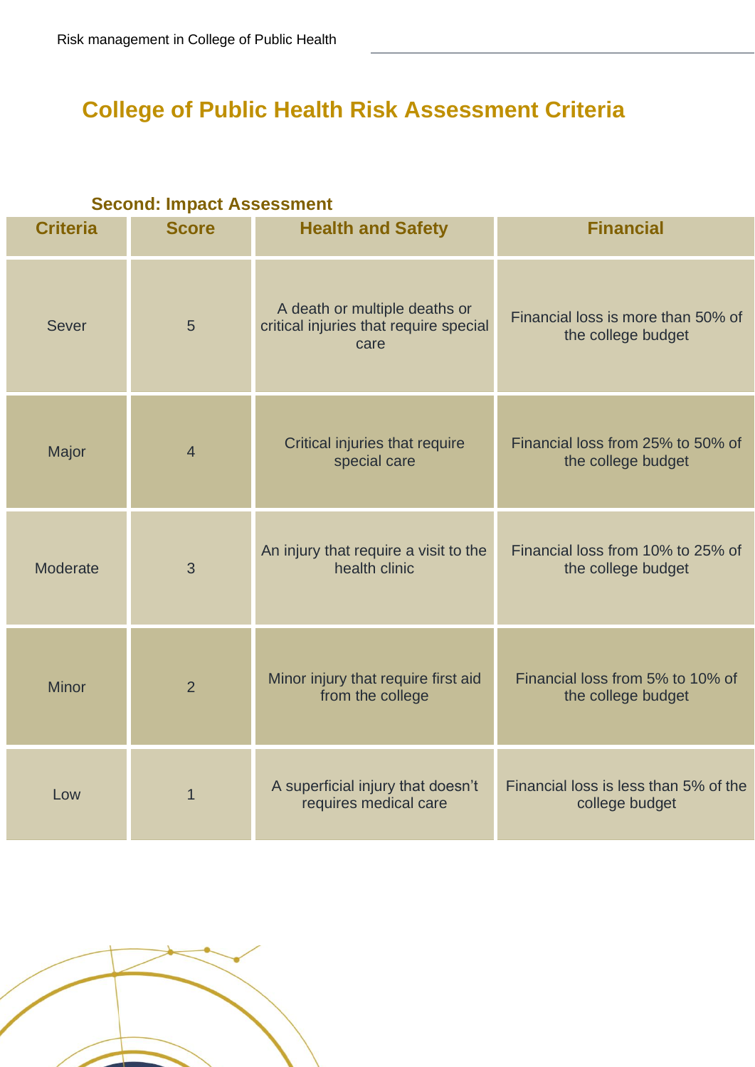# College of Public Health Risk Assessment Criteria

### Second: Impact Assessment

| Criteria | Score | Health and Safety | Financial |
|---|---|---|---|
| Sever | 5 | A death or multiple deaths or critical injuries that require special care | Financial loss is more than 50% of the college budget |
| Major | 4 | Critical injuries that require special care | Financial loss from 25% to 50% of the college budget |
| Moderate | 3 | An injury that require a visit to the health clinic | Financial loss from 10% to 25% of the college budget |
| Minor | 2 | Minor injury that require first aid from the college | Financial loss from 5% to 10% of the college budget |
| Low | 1 | A superficial injury that doesn't requires medical care | Financial loss is less than 5% of the college budget |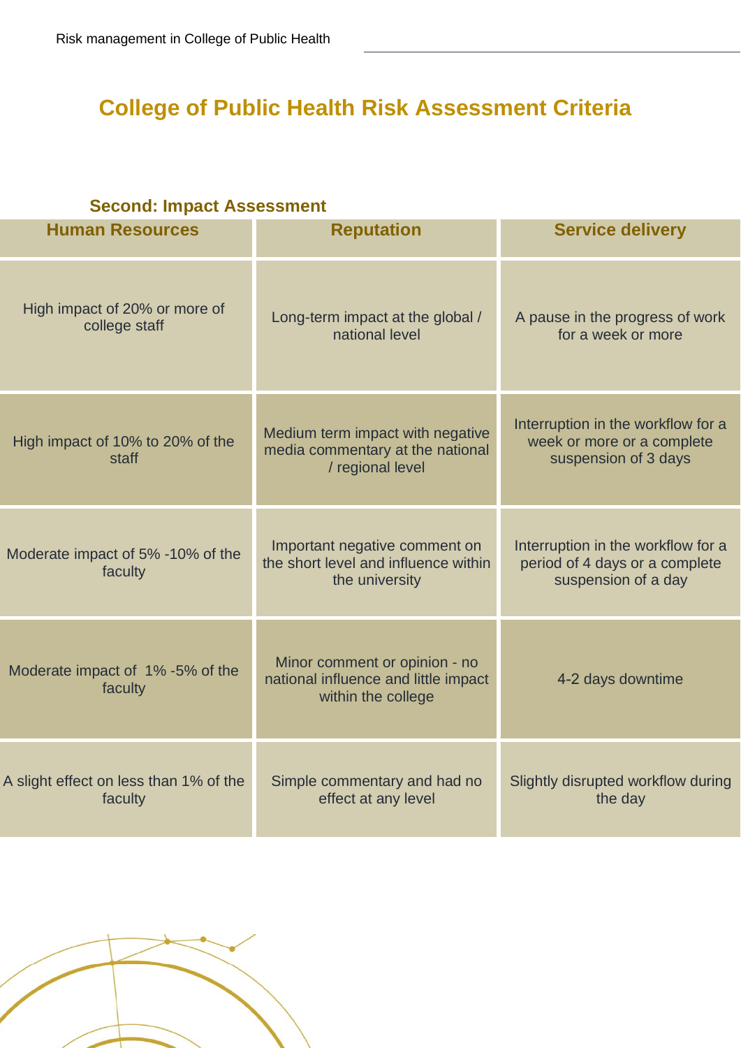# College of Public Health Risk Assessment Criteria

### Second: Impact Assessment

| Human Resources | Reputation | Service delivery |
|---|---|---|
| High impact of 20% or more of college staff | Long-term impact at the global / national level | A pause in the progress of work for a week or more |
| High impact of 10% to 20% of the staff | Medium term impact with negative media commentary at the national / regional level | Interruption in the workflow for a week or more or a complete suspension of 3 days |
| Moderate impact of 5% -10% of the faculty | Important negative comment on the short level and influence within the university | Interruption in the workflow for a period of 4 days or a complete suspension of a day |
| Moderate impact of 1% -5% of the faculty | Minor comment or opinion - no national influence and little impact within the college | 4-2 days downtime |
| A slight effect on less than 1% of the faculty | Simple commentary and had no effect at any level | Slightly disrupted workflow during the day |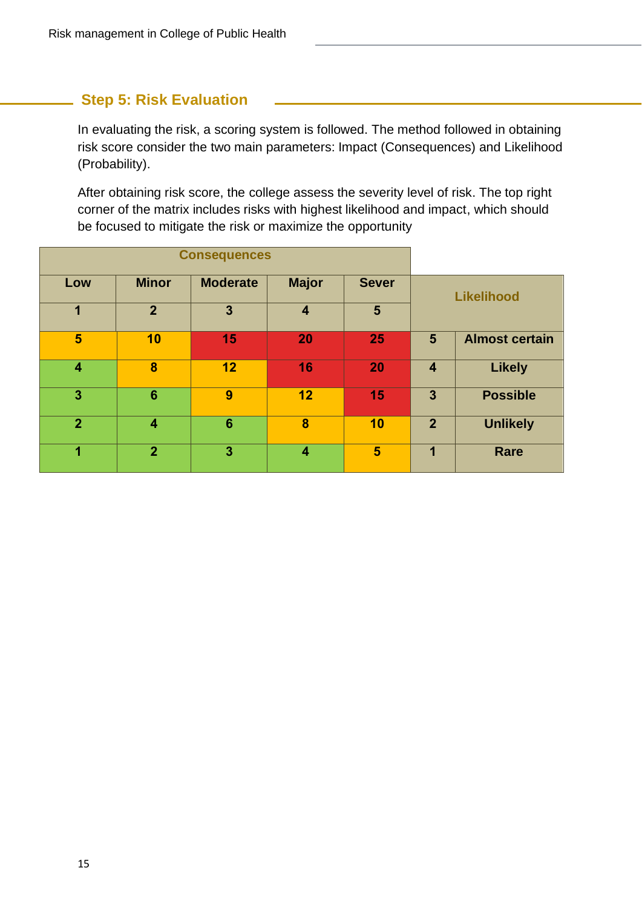## Step 5: Risk Evaluation

In evaluating the risk, a scoring system is followed. The method followed in obtaining risk score consider the two main parameters: Impact (Consequences) and Likelihood (Probability).

After obtaining risk score, the college assess the severity level of risk. The top right corner of the matrix includes risks with highest likelihood and impact, which should be focused to mitigate the risk or maximize the opportunity

| Consequences | | | | | | |
|---|---|---|---|---|---|---|
| Low | Minor | Moderate | Major | Sever | Likelihood | |
| 1 | 2 | 3 | 4 | 5 | | |
| 5 | 10 | 15 | 20 | 25 | 5 | Almost certain |
| 4 | 8 | 12 | 16 | 20 | 4 | Likely |
| 3 | 6 | 9 | 12 | 15 | 3 | Possible |
| 2 | 4 | 6 | 8 | 10 | 2 | Unlikely |
| 1 | 2 | 3 | 4 | 5 | 1 | Rare |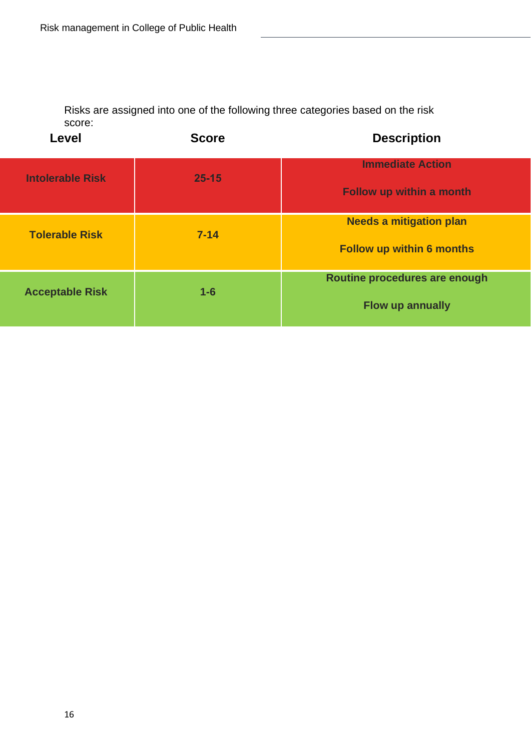Risks are assigned into one of the following three categories based on the risk score:

| Level | Score | Description |
|---|---|---|
| **Intolerable Risk** | **25-15** | **Immediate Action**<br>**Follow up within a month** |
| **Tolerable Risk** | **7-14** | **Needs a mitigation plan**<br>**Follow up within 6 months** |
| **Acceptable Risk** | **1-6** | **Routine procedures are enough**<br>**Flow up annually** |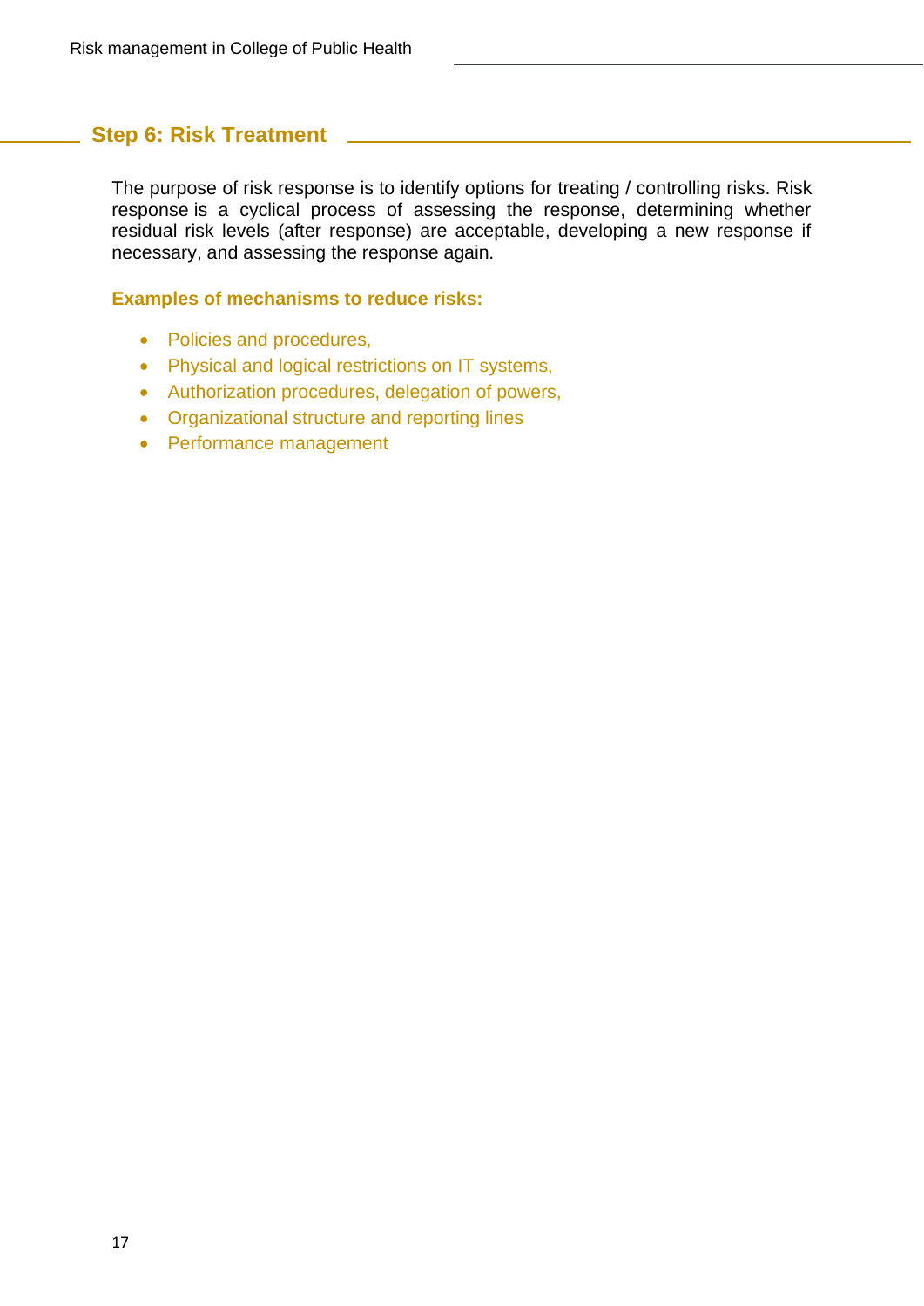## Step 6: Risk Treatment

The purpose of risk response is to identify options for treating / controlling risks. Risk response is a cyclical process of assessing the response, determining whether residual risk levels (after response) are acceptable, developing a new response if necessary, and assessing the response again.

**Examples of mechanisms to reduce risks:**

- Policies and procedures,
- Physical and logical restrictions on IT systems,
- Authorization procedures, delegation of powers,
- Organizational structure and reporting lines
- Performance management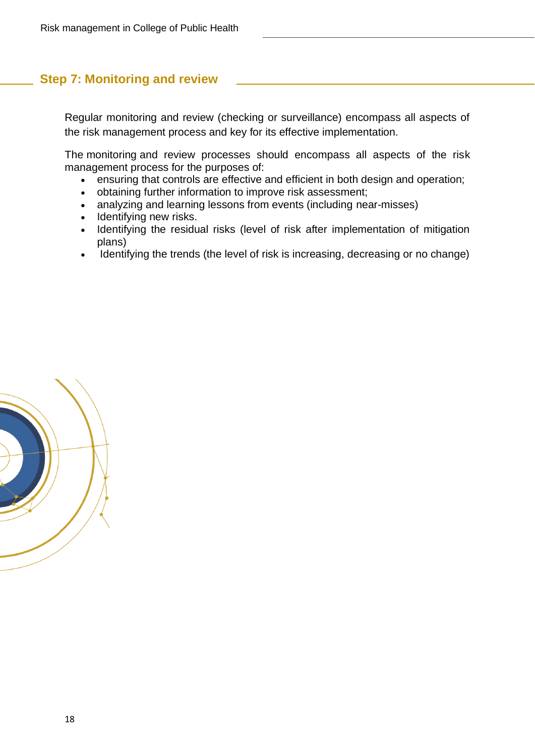## Step 7: Monitoring and review

Regular monitoring and review (checking or surveillance) encompass all aspects of the risk management process and key for its effective implementation.

The monitoring and review processes should encompass all aspects of the risk management process for the purposes of:

- ensuring that controls are effective and efficient in both design and operation;
- obtaining further information to improve risk assessment;
- analyzing and learning lessons from events (including near-misses)
- Identifying new risks.
- Identifying the residual risks (level of risk after implementation of mitigation plans)
- Identifying the trends (the level of risk is increasing, decreasing or no change)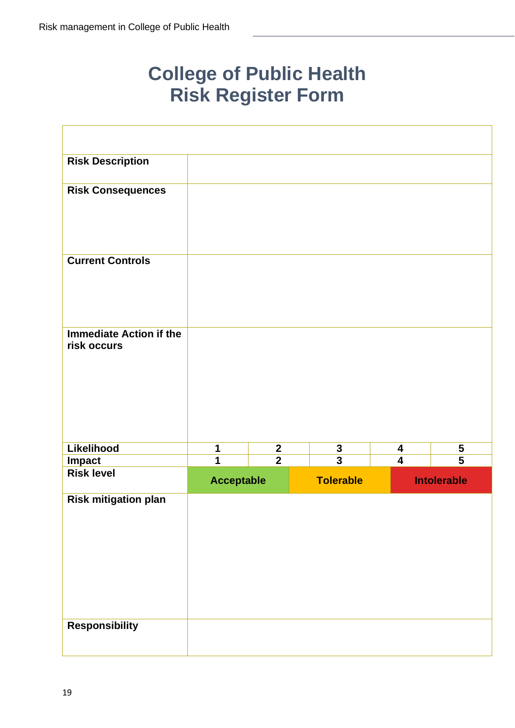# College of Public Health
# Risk Register Form

| | | | | | |
|---|---|---|---|---|---|
| **Risk Description** | | | | | |
| **Risk Consequences** | | | | | |
| **Current Controls** | | | | | |
| **Immediate Action if the risk occurs** | | | | | |
| **Likelihood** | **1** | **2** | **3** | **4** | **5** |
| **Impact** | **1** | **2** | **3** | **4** | **5** |
| **Risk level** | **Acceptable** | | **Tolerable** | | **Intolerable** |
| **Risk mitigation plan** | | | | | |
| **Responsibility** | | | | | |